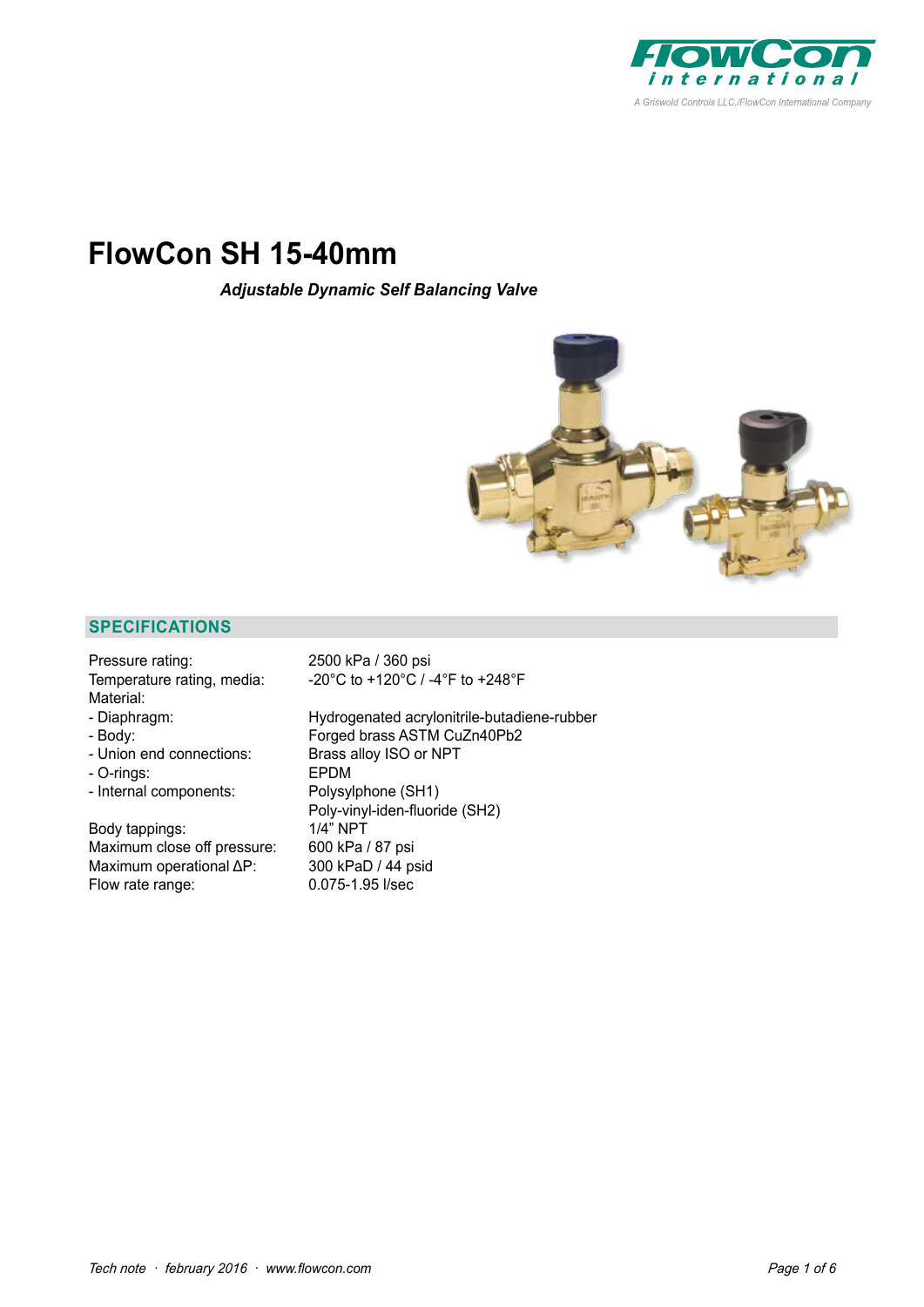# FlowCon SH 15-40mm

***Adjustable Dynamic Self Balancing Valve***

## SPECIFICATIONS

| | |
|---|---|
| Pressure rating: | 2500 kPa / 360 psi |
| Temperature rating, media: | -20°C to +120°C / -4°F to +248°F |
| Material: | |
| - Diaphragm: | Hydrogenated acrylonitrile-butadiene-rubber |
| - Body: | Forged brass ASTM CuZn40Pb2 |
| - Union end connections: | Brass alloy ISO or NPT |
| - O-rings: | EPDM |
| - Internal components: | Polysylphone (SH1)<br>Poly-vinyl-iden-fluoride (SH2) |
| Body tappings: | 1/4" NPT |
| Maximum close off pressure: | 600 kPa / 87 psi |
| Maximum operational ΔP: | 300 kPaD / 44 psid |
| Flow rate range: | 0.075-1.95 l/sec |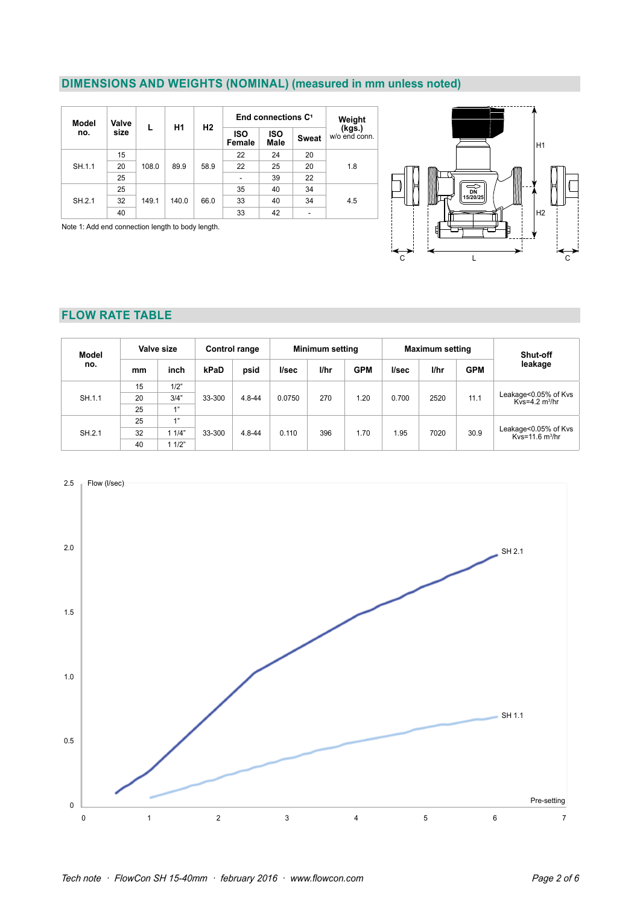## DIMENSIONS AND WEIGHTS (NOMINAL) (measured in mm unless noted)

| Model no. | Valve size | L | H1 | H2 | End connections C[1] | | | Weight (kgs.) w/o end conn. |
|---|---|---|---|---|---|---|---|---|
| | | | | | ISO Female | ISO Male | Sweat | |
| SH.1.1 | 15 | 108.0 | 89.9 | 58.9 | 22 | 24 | 20 | 1.8 |
| | 20 | | | | 22 | 25 | 20 | |
| | 25 | | | | - | 39 | 22 | |
| SH.2.1 | 25 | 149.1 | 140.0 | 66.0 | 35 | 40 | 34 | 4.5 |
| | 32 | | | | 33 | 40 | 34 | |
| | 40 | | | | 33 | 42 | - | |

Note 1: Add end connection length to body length.

## FLOW RATE TABLE

| Model no. | Valve size | | Control range | | Minimum setting | | | Maximum setting | | | Shut-off leakage |
|---|---|---|---|---|---|---|---|---|---|---|---|
| | mm | inch | kPaD | psid | l/sec | l/hr | GPM | l/sec | l/hr | GPM | |
| SH.1.1 | 15 | 1/2" | 33-300 | 4.8-44 | 0.0750 | 270 | 1.20 | 0.700 | 2520 | 11.1 | Leakage<0.05% of Kvs Kvs=4.2 m³/hr |
| | 20 | 3/4" | | | | | | | | | |
| | 25 | 1" | | | | | | | | | |
| SH.2.1 | 25 | 1" | 33-300 | 4.8-44 | 0.110 | 396 | 1.70 | 1.95 | 7020 | 30.9 | Leakage<0.05% of Kvs Kvs=11.6 m³/hr |
| | 32 | 1 1/4" | | | | | | | | | |
| | 40 | 1 1/2" | | | | | | | | | |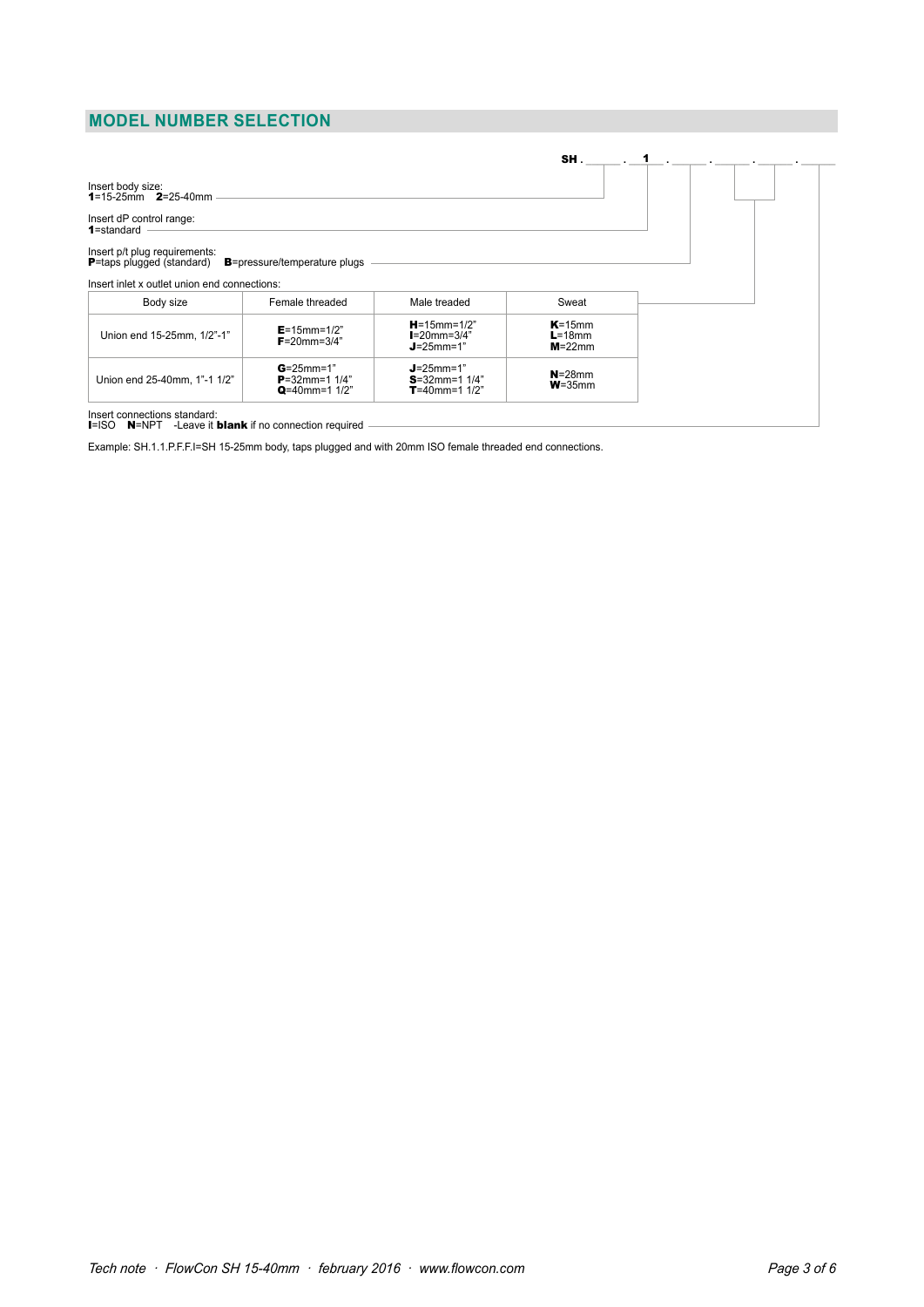## MODEL NUMBER SELECTION

**SH .** _____ . **1** . _____ . _____ . _____ . _____

Insert body size:
**1**=15-25mm **2**=25-40mm

Insert dP control range:
**1**=standard

Insert p/t plug requirements:
**P**=taps plugged (standard) **B**=pressure/temperature plugs

Insert inlet x outlet union end connections:

| Body size | Female threaded | Male treaded | Sweat |
|---|---|---|---|
| Union end 15-25mm, 1/2"-1" | **E**=15mm=1/2"<br>**F**=20mm=3/4" | **H**=15mm=1/2"<br>**I**=20mm=3/4"<br>**J**=25mm=1" | **K**=15mm<br>**L**=18mm<br>**M**=22mm |
| Union end 25-40mm, 1"-1 1/2" | **G**=25mm=1"<br>**P**=32mm=1 1/4"<br>**Q**=40mm=1 1/2" | **J**=25mm=1"<br>**S**=32mm=1 1/4"<br>**T**=40mm=1 1/2" | **N**=28mm<br>**W**=35mm |

Insert connections standard:
**I**=ISO **N**=NPT -Leave it **blank** if no connection required

Example: SH.1.1.P.F.F.I=SH 15-25mm body, taps plugged and with 20mm ISO female threaded end connections.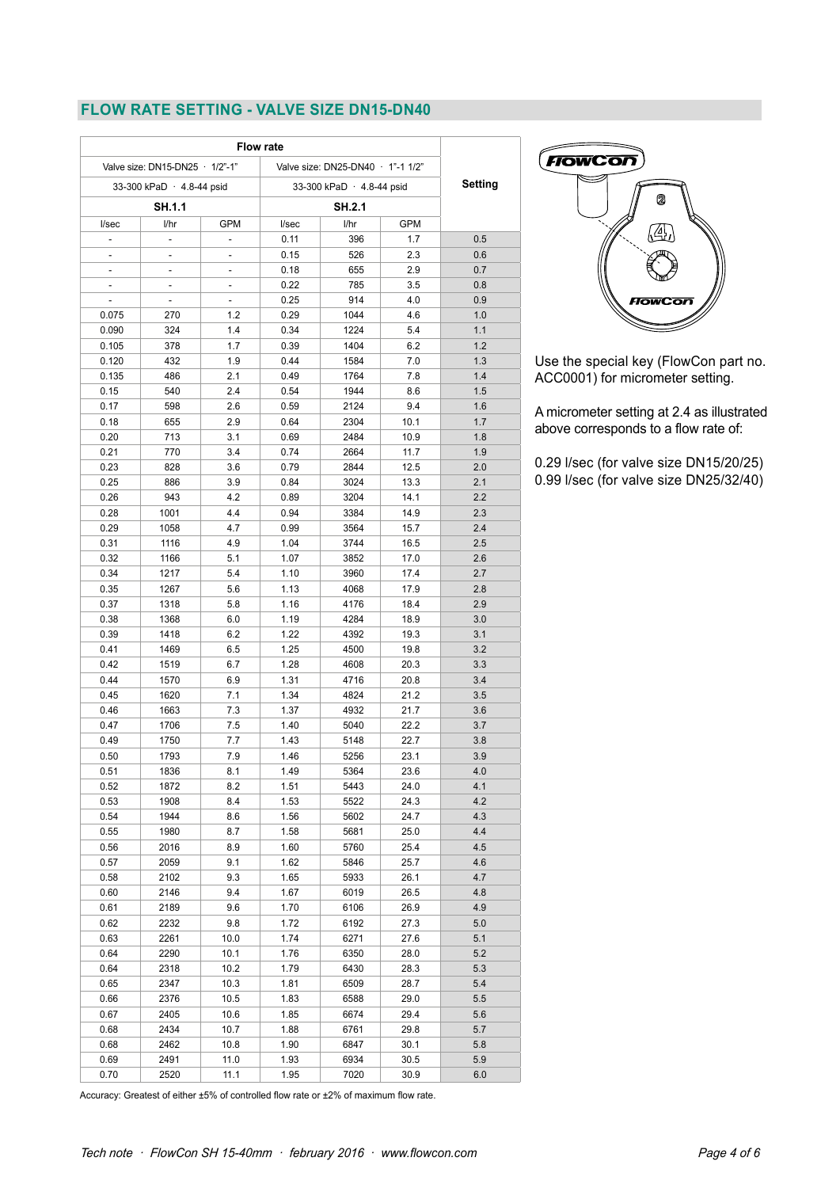## FLOW RATE SETTING - VALVE SIZE DN15-DN40

| Flow rate | | | | | | Setting |
|---|---|---|---|---|---|---|
| Valve size: DN15-DN25 · 1/2"-1" | | | Valve size: DN25-DN40 · 1"-1 1/2" | | | |
| 33-300 kPaD · 4.8-44 psid | | | 33-300 kPaD · 4.8-44 psid | | | |
| **SH.1.1** | | | **SH.2.1** | | | |
| l/sec | l/hr | GPM | l/sec | l/hr | GPM | |
| - | - | - | 0.11 | 396 | 1.7 | 0.5 |
| - | - | - | 0.15 | 526 | 2.3 | 0.6 |
| - | - | - | 0.18 | 655 | 2.9 | 0.7 |
| - | - | - | 0.22 | 785 | 3.5 | 0.8 |
| - | - | - | 0.25 | 914 | 4.0 | 0.9 |
| 0.075 | 270 | 1.2 | 0.29 | 1044 | 4.6 | 1.0 |
| 0.090 | 324 | 1.4 | 0.34 | 1224 | 5.4 | 1.1 |
| 0.105 | 378 | 1.7 | 0.39 | 1404 | 6.2 | 1.2 |
| 0.120 | 432 | 1.9 | 0.44 | 1584 | 7.0 | 1.3 |
| 0.135 | 486 | 2.1 | 0.49 | 1764 | 7.8 | 1.4 |
| 0.15 | 540 | 2.4 | 0.54 | 1944 | 8.6 | 1.5 |
| 0.17 | 598 | 2.6 | 0.59 | 2124 | 9.4 | 1.6 |
| 0.18 | 655 | 2.9 | 0.64 | 2304 | 10.1 | 1.7 |
| 0.20 | 713 | 3.1 | 0.69 | 2484 | 10.9 | 1.8 |
| 0.21 | 770 | 3.4 | 0.74 | 2664 | 11.7 | 1.9 |
| 0.23 | 828 | 3.6 | 0.79 | 2844 | 12.5 | 2.0 |
| 0.25 | 886 | 3.9 | 0.84 | 3024 | 13.3 | 2.1 |
| 0.26 | 943 | 4.2 | 0.89 | 3204 | 14.1 | 2.2 |
| 0.28 | 1001 | 4.4 | 0.94 | 3384 | 14.9 | 2.3 |
| 0.29 | 1058 | 4.7 | 0.99 | 3564 | 15.7 | 2.4 |
| 0.31 | 1116 | 4.9 | 1.04 | 3744 | 16.5 | 2.5 |
| 0.32 | 1166 | 5.1 | 1.07 | 3852 | 17.0 | 2.6 |
| 0.34 | 1217 | 5.4 | 1.10 | 3960 | 17.4 | 2.7 |
| 0.35 | 1267 | 5.6 | 1.13 | 4068 | 17.9 | 2.8 |
| 0.37 | 1318 | 5.8 | 1.16 | 4176 | 18.4 | 2.9 |
| 0.38 | 1368 | 6.0 | 1.19 | 4284 | 18.9 | 3.0 |
| 0.39 | 1418 | 6.2 | 1.22 | 4392 | 19.3 | 3.1 |
| 0.41 | 1469 | 6.5 | 1.25 | 4500 | 19.8 | 3.2 |
| 0.42 | 1519 | 6.7 | 1.28 | 4608 | 20.3 | 3.3 |
| 0.44 | 1570 | 6.9 | 1.31 | 4716 | 20.8 | 3.4 |
| 0.45 | 1620 | 7.1 | 1.34 | 4824 | 21.2 | 3.5 |
| 0.46 | 1663 | 7.3 | 1.37 | 4932 | 21.7 | 3.6 |
| 0.47 | 1706 | 7.5 | 1.40 | 5040 | 22.2 | 3.7 |
| 0.49 | 1750 | 7.7 | 1.43 | 5148 | 22.7 | 3.8 |
| 0.50 | 1793 | 7.9 | 1.46 | 5256 | 23.1 | 3.9 |
| 0.51 | 1836 | 8.1 | 1.49 | 5364 | 23.6 | 4.0 |
| 0.52 | 1872 | 8.2 | 1.51 | 5443 | 24.0 | 4.1 |
| 0.53 | 1908 | 8.4 | 1.53 | 5522 | 24.3 | 4.2 |
| 0.54 | 1944 | 8.6 | 1.56 | 5602 | 24.7 | 4.3 |
| 0.55 | 1980 | 8.7 | 1.58 | 5681 | 25.0 | 4.4 |
| 0.56 | 2016 | 8.9 | 1.60 | 5760 | 25.4 | 4.5 |
| 0.57 | 2059 | 9.1 | 1.62 | 5846 | 25.7 | 4.6 |
| 0.58 | 2102 | 9.3 | 1.65 | 5933 | 26.1 | 4.7 |
| 0.60 | 2146 | 9.4 | 1.67 | 6019 | 26.5 | 4.8 |
| 0.61 | 2189 | 9.6 | 1.70 | 6106 | 26.9 | 4.9 |
| 0.62 | 2232 | 9.8 | 1.72 | 6192 | 27.3 | 5.0 |
| 0.63 | 2261 | 10.0 | 1.74 | 6271 | 27.6 | 5.1 |
| 0.64 | 2290 | 10.1 | 1.76 | 6350 | 28.0 | 5.2 |
| 0.64 | 2318 | 10.2 | 1.79 | 6430 | 28.3 | 5.3 |
| 0.65 | 2347 | 10.3 | 1.81 | 6509 | 28.7 | 5.4 |
| 0.66 | 2376 | 10.5 | 1.83 | 6588 | 29.0 | 5.5 |
| 0.67 | 2405 | 10.6 | 1.85 | 6674 | 29.4 | 5.6 |
| 0.68 | 2434 | 10.7 | 1.88 | 6761 | 29.8 | 5.7 |
| 0.68 | 2462 | 10.8 | 1.90 | 6847 | 30.1 | 5.8 |
| 0.69 | 2491 | 11.0 | 1.93 | 6934 | 30.5 | 5.9 |
| 0.70 | 2520 | 11.1 | 1.95 | 7020 | 30.9 | 6.0 |

Accuracy: Greatest of either ±5% of controlled flow rate or ±2% of maximum flow rate.

Use the special key (FlowCon part no. ACC0001) for micrometer setting.

A micrometer setting at 2.4 as illustrated above corresponds to a flow rate of:

0.29 l/sec (for valve size DN15/20/25)
0.99 l/sec (for valve size DN25/32/40)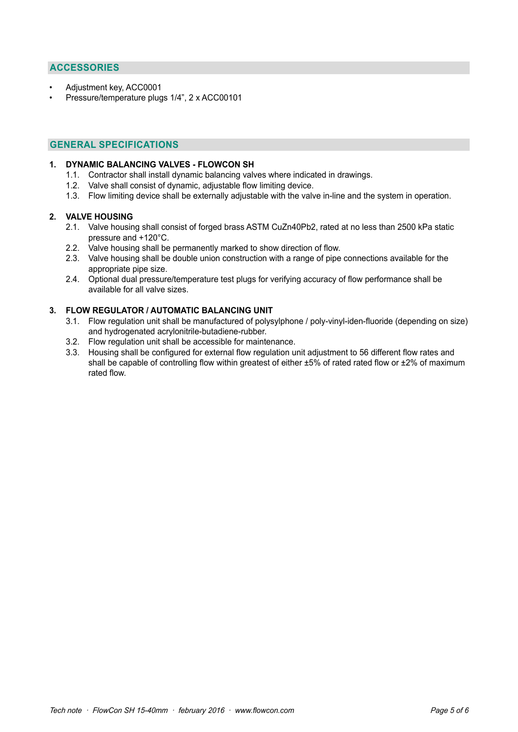## ACCESSORIES

- Adjustment key, ACC0001
- Pressure/temperature plugs 1/4”, 2 x ACC00101

## GENERAL SPECIFICATIONS

**1. DYNAMIC BALANCING VALVES - FLOWCON SH**

1.1. Contractor shall install dynamic balancing valves where indicated in drawings.
1.2. Valve shall consist of dynamic, adjustable flow limiting device.
1.3. Flow limiting device shall be externally adjustable with the valve in-line and the system in operation.

**2. VALVE HOUSING**

2.1. Valve housing shall consist of forged brass ASTM CuZn40Pb2, rated at no less than 2500 kPa static pressure and +120°C.
2.2. Valve housing shall be permanently marked to show direction of flow.
2.3. Valve housing shall be double union construction with a range of pipe connections available for the appropriate pipe size.
2.4. Optional dual pressure/temperature test plugs for verifying accuracy of flow performance shall be available for all valve sizes.

**3. FLOW REGULATOR / AUTOMATIC BALANCING UNIT**

3.1. Flow regulation unit shall be manufactured of polysylphone / poly-vinyl-iden-fluoride (depending on size) and hydrogenated acrylonitrile-butadiene-rubber.
3.2. Flow regulation unit shall be accessible for maintenance.
3.3. Housing shall be configured for external flow regulation unit adjustment to 56 different flow rates and shall be capable of controlling flow within greatest of either ±5% of rated rated flow or ±2% of maximum rated flow.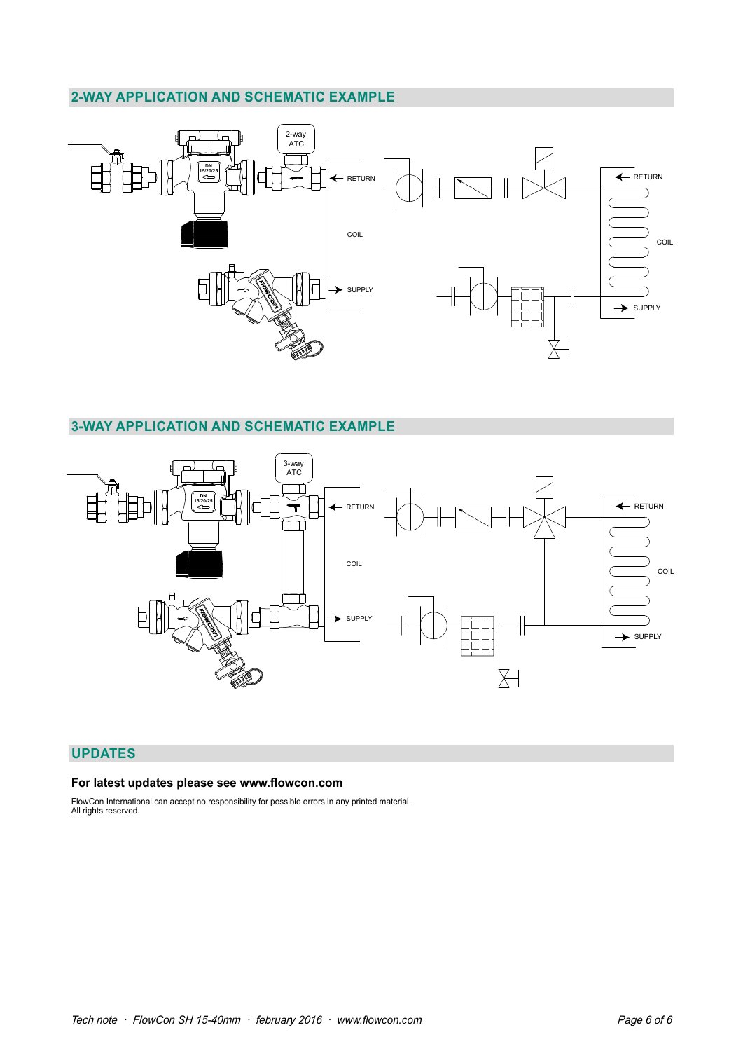## 2-WAY APPLICATION AND SCHEMATIC EXAMPLE

2-way
ATC

DN
15/20/25

RETURN

COIL

SUPPLY

RETURN

COIL

SUPPLY

## 3-WAY APPLICATION AND SCHEMATIC EXAMPLE

3-way
ATC

DN
15/20/25

RETURN

COIL

SUPPLY

RETURN

COIL

SUPPLY

## UPDATES

**For latest updates please see www.flowcon.com**

FlowCon International can accept no responsibility for possible errors in any printed material.
All rights reserved.